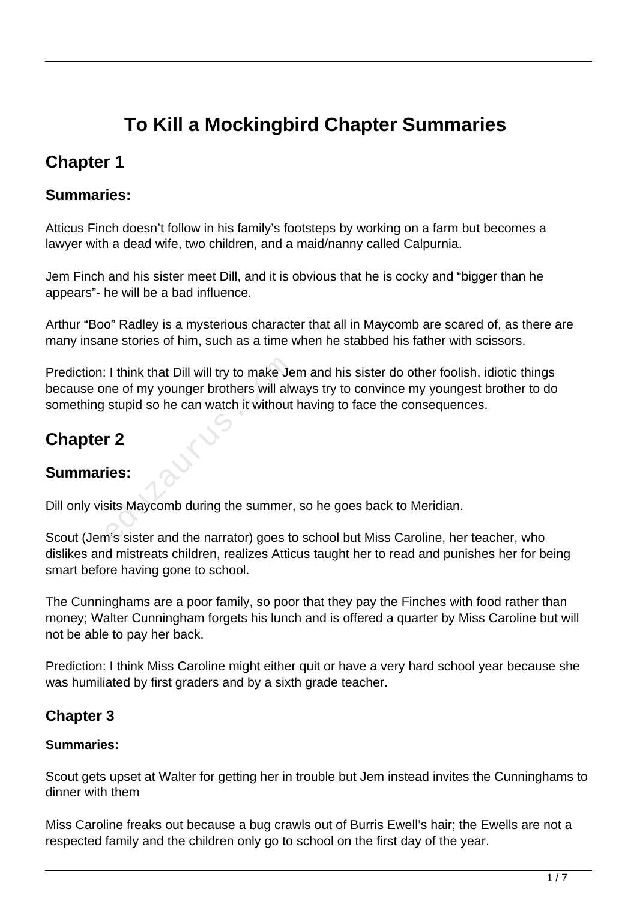# To Kill a Mockingbird Chapter Summaries

## Chapter 1

### Summaries:

Atticus Finch doesn't follow in his family's footsteps by working on a farm but becomes a lawyer with a dead wife, two children, and a maid/nanny called Calpurnia.

Jem Finch and his sister meet Dill, and it is obvious that he is cocky and "bigger than he appears"- he will be a bad influence.

Arthur "Boo" Radley is a mysterious character that all in Maycomb are scared of, as there are many insane stories of him, such as a time when he stabbed his father with scissors.

Prediction: I think that Dill will try to make Jem and his sister do other foolish, idiotic things because one of my younger brothers will always try to convince my youngest brother to do something stupid so he can watch it without having to face the consequences.

## Chapter 2

### Summaries:

Dill only visits Maycomb during the summer, so he goes back to Meridian.

Scout (Jem's sister and the narrator) goes to school but Miss Caroline, her teacher, who dislikes and mistreats children, realizes Atticus taught her to read and punishes her for being smart before having gone to school.

The Cunninghams are a poor family, so poor that they pay the Finches with food rather than money; Walter Cunningham forgets his lunch and is offered a quarter by Miss Caroline but will not be able to pay her back.

Prediction: I think Miss Caroline might either quit or have a very hard school year because she was humiliated by first graders and by a sixth grade teacher.

### Chapter 3

#### Summaries:

Scout gets upset at Walter for getting her in trouble but Jem instead invites the Cunninghams to dinner with them

Miss Caroline freaks out because a bug crawls out of Burris Ewell's hair; the Ewells are not a respected family and the children only go to school on the first day of the year.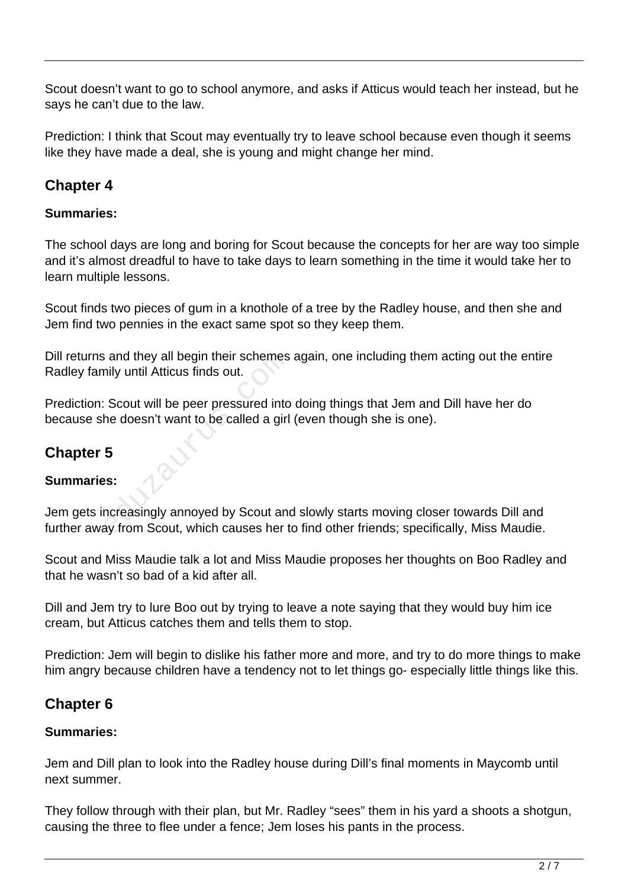Scout doesn't want to go to school anymore, and asks if Atticus would teach her instead, but he says he can't due to the law.

Prediction: I think that Scout may eventually try to leave school because even though it seems like they have made a deal, she is young and might change her mind.

## Chapter 4

**Summaries:**

The school days are long and boring for Scout because the concepts for her are way too simple and it's almost dreadful to have to take days to learn something in the time it would take her to learn multiple lessons.

Scout finds two pieces of gum in a knothole of a tree by the Radley house, and then she and Jem find two pennies in the exact same spot so they keep them.

Dill returns and they all begin their schemes again, one including them acting out the entire Radley family until Atticus finds out.

Prediction: Scout will be peer pressured into doing things that Jem and Dill have her do because she doesn't want to be called a girl (even though she is one).

## Chapter 5

**Summaries:**

Jem gets increasingly annoyed by Scout and slowly starts moving closer towards Dill and further away from Scout, which causes her to find other friends; specifically, Miss Maudie.

Scout and Miss Maudie talk a lot and Miss Maudie proposes her thoughts on Boo Radley and that he wasn't so bad of a kid after all.

Dill and Jem try to lure Boo out by trying to leave a note saying that they would buy him ice cream, but Atticus catches them and tells them to stop.

Prediction: Jem will begin to dislike his father more and more, and try to do more things to make him angry because children have a tendency not to let things go- especially little things like this.

## Chapter 6

**Summaries:**

Jem and Dill plan to look into the Radley house during Dill's final moments in Maycomb until next summer.

They follow through with their plan, but Mr. Radley "sees" them in his yard a shoots a shotgun, causing the three to flee under a fence; Jem loses his pants in the process.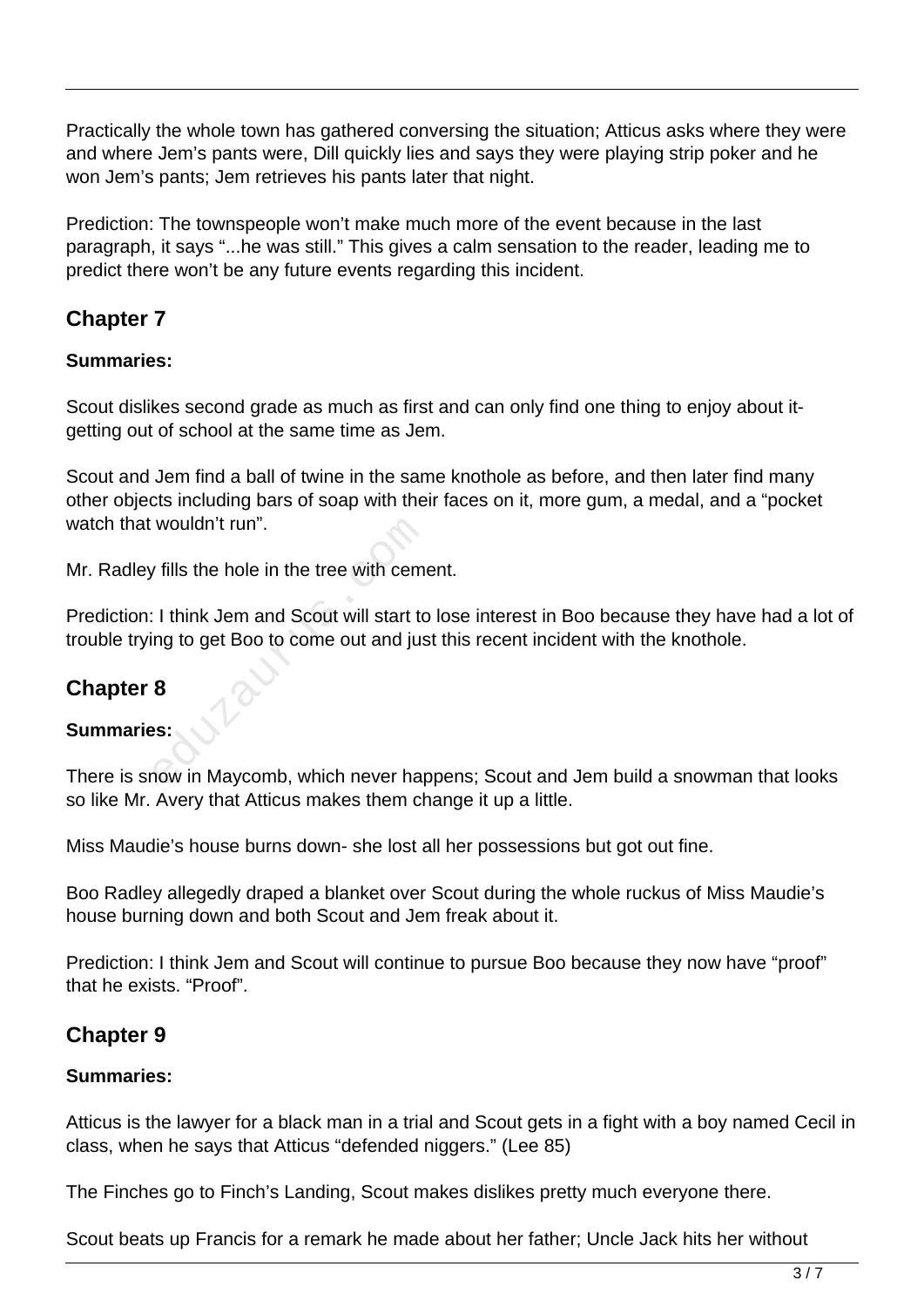Practically the whole town has gathered conversing the situation; Atticus asks where they were and where Jem's pants were, Dill quickly lies and says they were playing strip poker and he won Jem's pants; Jem retrieves his pants later that night.

Prediction: The townspeople won't make much more of the event because in the last paragraph, it says "...he was still." This gives a calm sensation to the reader, leading me to predict there won't be any future events regarding this incident.

## Chapter 7

**Summaries:**

Scout dislikes second grade as much as first and can only find one thing to enjoy about it- getting out of school at the same time as Jem.

Scout and Jem find a ball of twine in the same knothole as before, and then later find many other objects including bars of soap with their faces on it, more gum, a medal, and a "pocket watch that wouldn't run".

Mr. Radley fills the hole in the tree with cement.

Prediction: I think Jem and Scout will start to lose interest in Boo because they have had a lot of trouble trying to get Boo to come out and just this recent incident with the knothole.

## Chapter 8

**Summaries:**

There is snow in Maycomb, which never happens; Scout and Jem build a snowman that looks so like Mr. Avery that Atticus makes them change it up a little.

Miss Maudie's house burns down- she lost all her possessions but got out fine.

Boo Radley allegedly draped a blanket over Scout during the whole ruckus of Miss Maudie's house burning down and both Scout and Jem freak about it.

Prediction: I think Jem and Scout will continue to pursue Boo because they now have "proof" that he exists. "Proof".

## Chapter 9

**Summaries:**

Atticus is the lawyer for a black man in a trial and Scout gets in a fight with a boy named Cecil in class, when he says that Atticus "defended niggers." (Lee 85)

The Finches go to Finch's Landing, Scout makes dislikes pretty much everyone there.

Scout beats up Francis for a remark he made about her father; Uncle Jack hits her without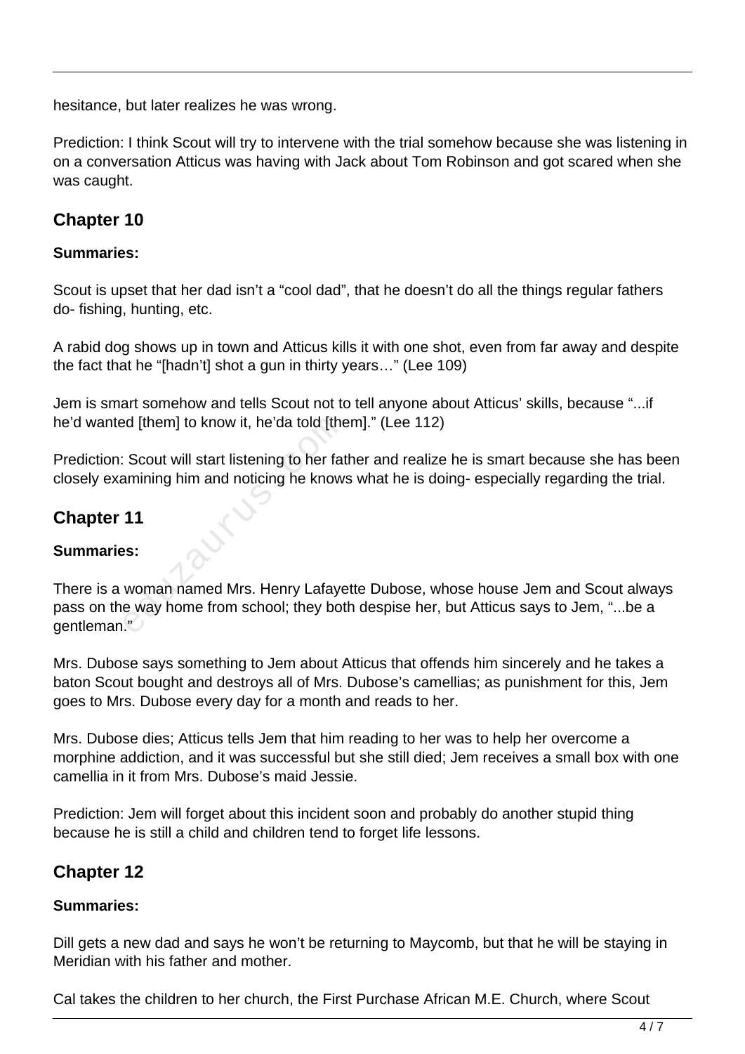hesitance, but later realizes he was wrong.

Prediction: I think Scout will try to intervene with the trial somehow because she was listening in on a conversation Atticus was having with Jack about Tom Robinson and got scared when she was caught.

## Chapter 10

**Summaries:**

Scout is upset that her dad isn't a "cool dad", that he doesn't do all the things regular fathers do- fishing, hunting, etc.

A rabid dog shows up in town and Atticus kills it with one shot, even from far away and despite the fact that he "[hadn't] shot a gun in thirty years…" (Lee 109)

Jem is smart somehow and tells Scout not to tell anyone about Atticus' skills, because "...if he'd wanted [them] to know it, he'da told [them]." (Lee 112)

Prediction: Scout will start listening to her father and realize he is smart because she has been closely examining him and noticing he knows what he is doing- especially regarding the trial.

## Chapter 11

**Summaries:**

There is a woman named Mrs. Henry Lafayette Dubose, whose house Jem and Scout always pass on the way home from school; they both despise her, but Atticus says to Jem, "...be a gentleman."

Mrs. Dubose says something to Jem about Atticus that offends him sincerely and he takes a baton Scout bought and destroys all of Mrs. Dubose's camellias; as punishment for this, Jem goes to Mrs. Dubose every day for a month and reads to her.

Mrs. Dubose dies; Atticus tells Jem that him reading to her was to help her overcome a morphine addiction, and it was successful but she still died; Jem receives a small box with one camellia in it from Mrs. Dubose's maid Jessie.

Prediction: Jem will forget about this incident soon and probably do another stupid thing because he is still a child and children tend to forget life lessons.

## Chapter 12

**Summaries:**

Dill gets a new dad and says he won't be returning to Maycomb, but that he will be staying in Meridian with his father and mother.

Cal takes the children to her church, the First Purchase African M.E. Church, where Scout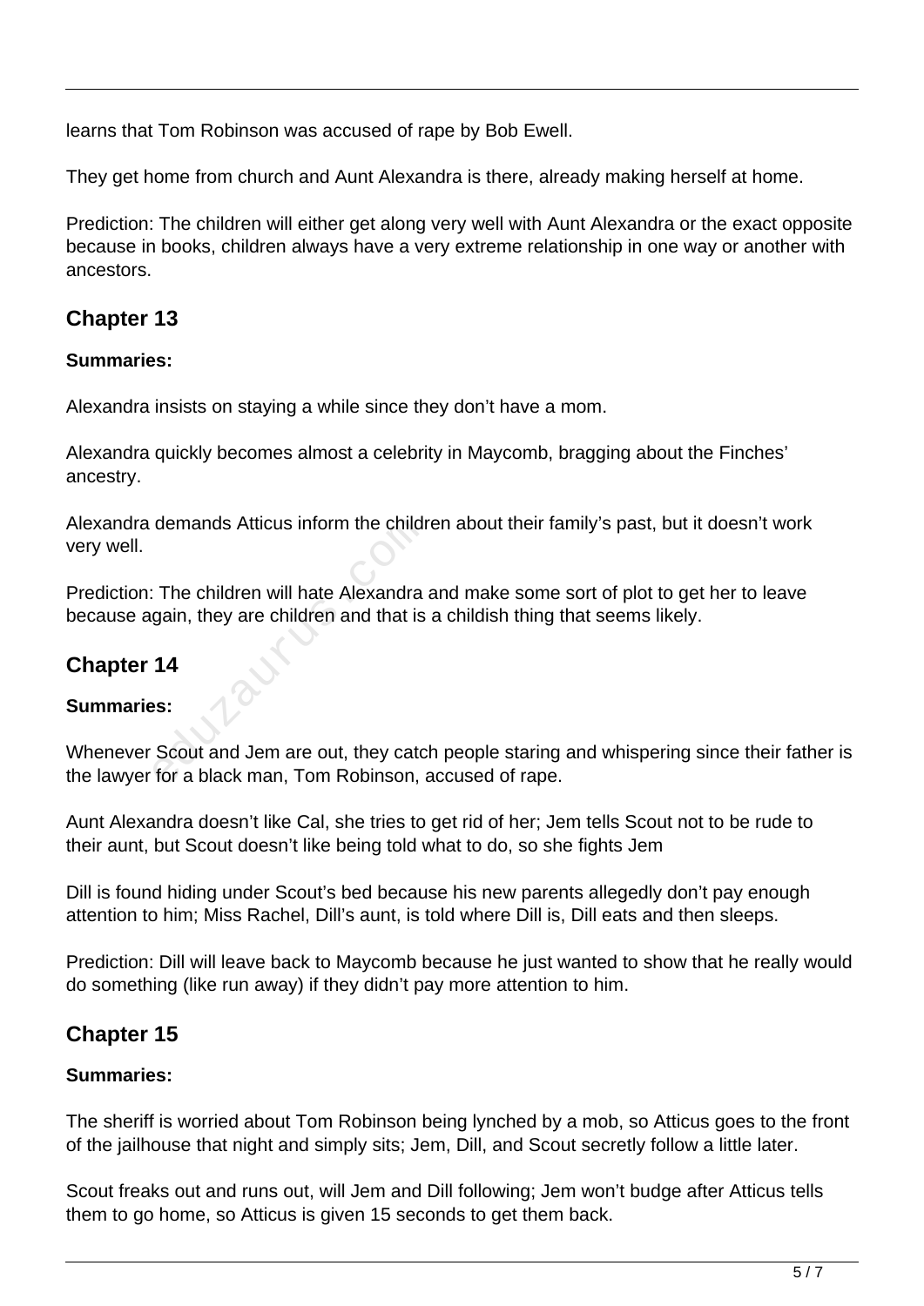learns that Tom Robinson was accused of rape by Bob Ewell.

They get home from church and Aunt Alexandra is there, already making herself at home.

Prediction: The children will either get along very well with Aunt Alexandra or the exact opposite because in books, children always have a very extreme relationship in one way or another with ancestors.

## Chapter 13

**Summaries:**

Alexandra insists on staying a while since they don't have a mom.

Alexandra quickly becomes almost a celebrity in Maycomb, bragging about the Finches' ancestry.

Alexandra demands Atticus inform the children about their family's past, but it doesn't work very well.

Prediction: The children will hate Alexandra and make some sort of plot to get her to leave because again, they are children and that is a childish thing that seems likely.

## Chapter 14

**Summaries:**

Whenever Scout and Jem are out, they catch people staring and whispering since their father is the lawyer for a black man, Tom Robinson, accused of rape.

Aunt Alexandra doesn't like Cal, she tries to get rid of her; Jem tells Scout not to be rude to their aunt, but Scout doesn't like being told what to do, so she fights Jem

Dill is found hiding under Scout's bed because his new parents allegedly don't pay enough attention to him; Miss Rachel, Dill's aunt, is told where Dill is, Dill eats and then sleeps.

Prediction: Dill will leave back to Maycomb because he just wanted to show that he really would do something (like run away) if they didn't pay more attention to him.

## Chapter 15

**Summaries:**

The sheriff is worried about Tom Robinson being lynched by a mob, so Atticus goes to the front of the jailhouse that night and simply sits; Jem, Dill, and Scout secretly follow a little later.

Scout freaks out and runs out, will Jem and Dill following; Jem won't budge after Atticus tells them to go home, so Atticus is given 15 seconds to get them back.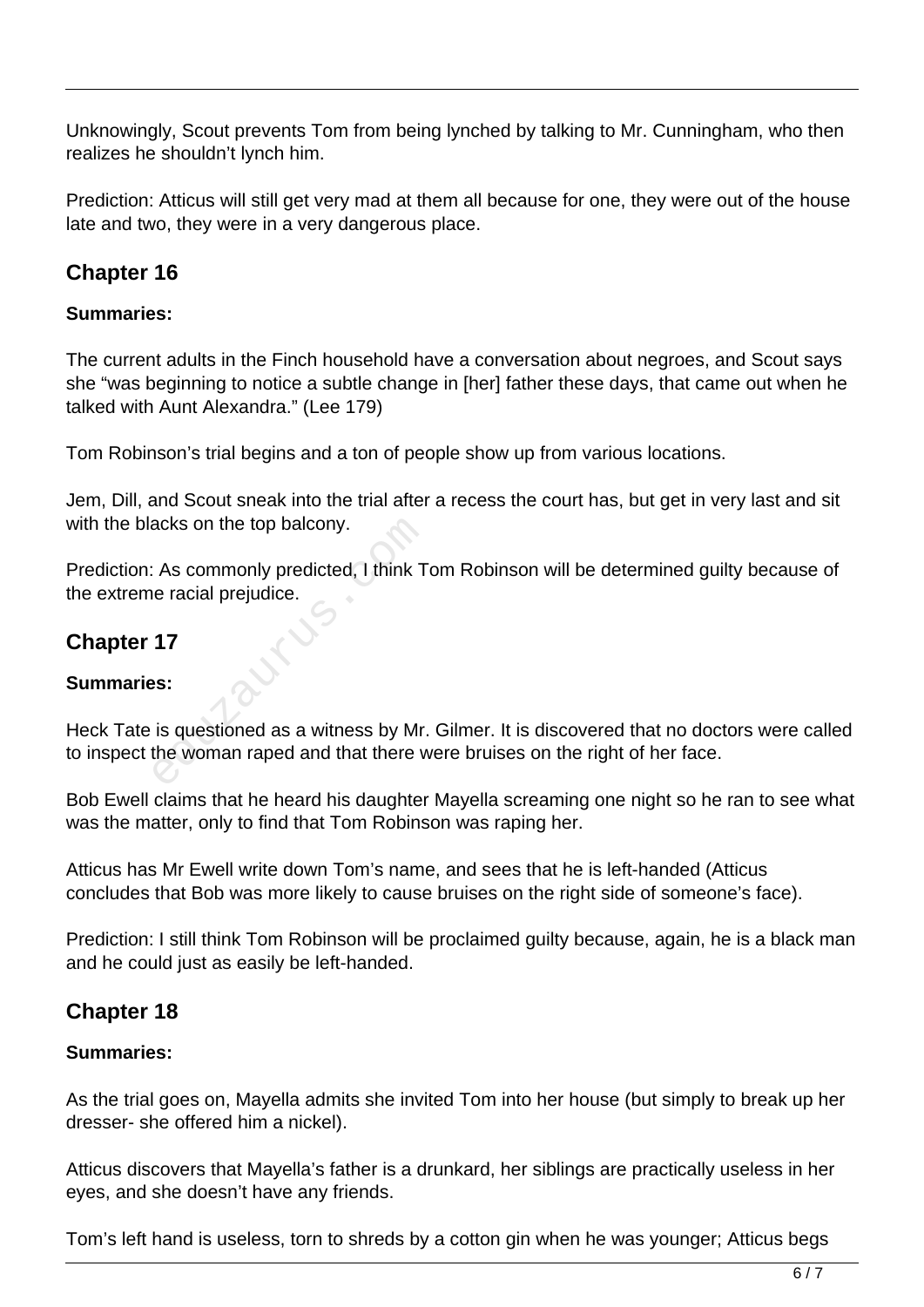Unknowingly, Scout prevents Tom from being lynched by talking to Mr. Cunningham, who then realizes he shouldn't lynch him.

Prediction: Atticus will still get very mad at them all because for one, they were out of the house late and two, they were in a very dangerous place.

## Chapter 16

**Summaries:**

The current adults in the Finch household have a conversation about negroes, and Scout says she "was beginning to notice a subtle change in [her] father these days, that came out when he talked with Aunt Alexandra." (Lee 179)

Tom Robinson's trial begins and a ton of people show up from various locations.

Jem, Dill, and Scout sneak into the trial after a recess the court has, but get in very last and sit with the blacks on the top balcony.

Prediction: As commonly predicted, I think Tom Robinson will be determined guilty because of the extreme racial prejudice.

## Chapter 17

**Summaries:**

Heck Tate is questioned as a witness by Mr. Gilmer. It is discovered that no doctors were called to inspect the woman raped and that there were bruises on the right of her face.

Bob Ewell claims that he heard his daughter Mayella screaming one night so he ran to see what was the matter, only to find that Tom Robinson was raping her.

Atticus has Mr Ewell write down Tom's name, and sees that he is left-handed (Atticus concludes that Bob was more likely to cause bruises on the right side of someone's face).

Prediction: I still think Tom Robinson will be proclaimed guilty because, again, he is a black man and he could just as easily be left-handed.

## Chapter 18

**Summaries:**

As the trial goes on, Mayella admits she invited Tom into her house (but simply to break up her dresser- she offered him a nickel).

Atticus discovers that Mayella's father is a drunkard, her siblings are practically useless in her eyes, and she doesn't have any friends.

Tom's left hand is useless, torn to shreds by a cotton gin when he was younger; Atticus begs